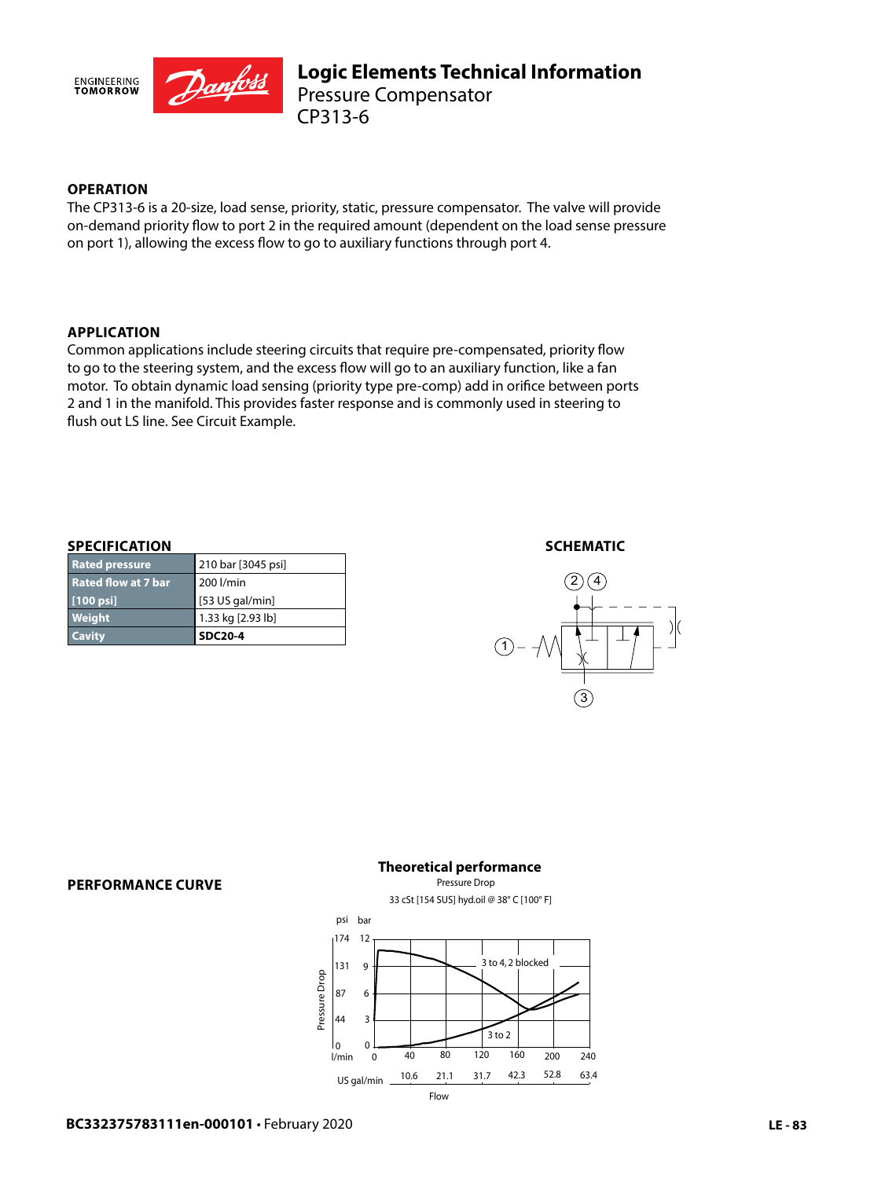# Logic Elements Technical Information
Pressure Compensator
CP313-6

## OPERATION

The CP313-6 is a 20-size, load sense, priority, static, pressure compensator. The valve will provide on-demand priority flow to port 2 in the required amount (dependent on the load sense pressure on port 1), allowing the excess flow to go to auxiliary functions through port 4.

## APPLICATION

Common applications include steering circuits that require pre-compensated, priority flow to go to the steering system, and the excess flow will go to an auxiliary function, like a fan motor. To obtain dynamic load sensing (priority type pre-comp) add in orifice between ports 2 and 1 in the manifold. This provides faster response and is commonly used in steering to flush out LS line. See Circuit Example.

## SPECIFICATION

| | |
|---|---|
| Rated pressure | 210 bar [3045 psi] |
| Rated flow at 7 bar [100 psi] | 200 l/min [53 US gal/min] |
| Weight | 1.33 kg [2.93 lb] |
| Cavity | **SDC20-4** |

## SCHEMATIC

## PERFORMANCE CURVE

**Theoretical performance**
Pressure Drop
33 cSt [154 SUS] hyd.oil @ 38° C [100° F]

Curves: 3 to 4, 2 blocked; 3 to 2

Pressure Drop: psi 0, 44, 87, 131, 174 / bar 0, 3, 6, 9, 12

Flow: l/min 0, 40, 80, 120, 160, 200, 240 / US gal/min 10.6, 21.1, 31.7, 42.3, 52.8, 63.4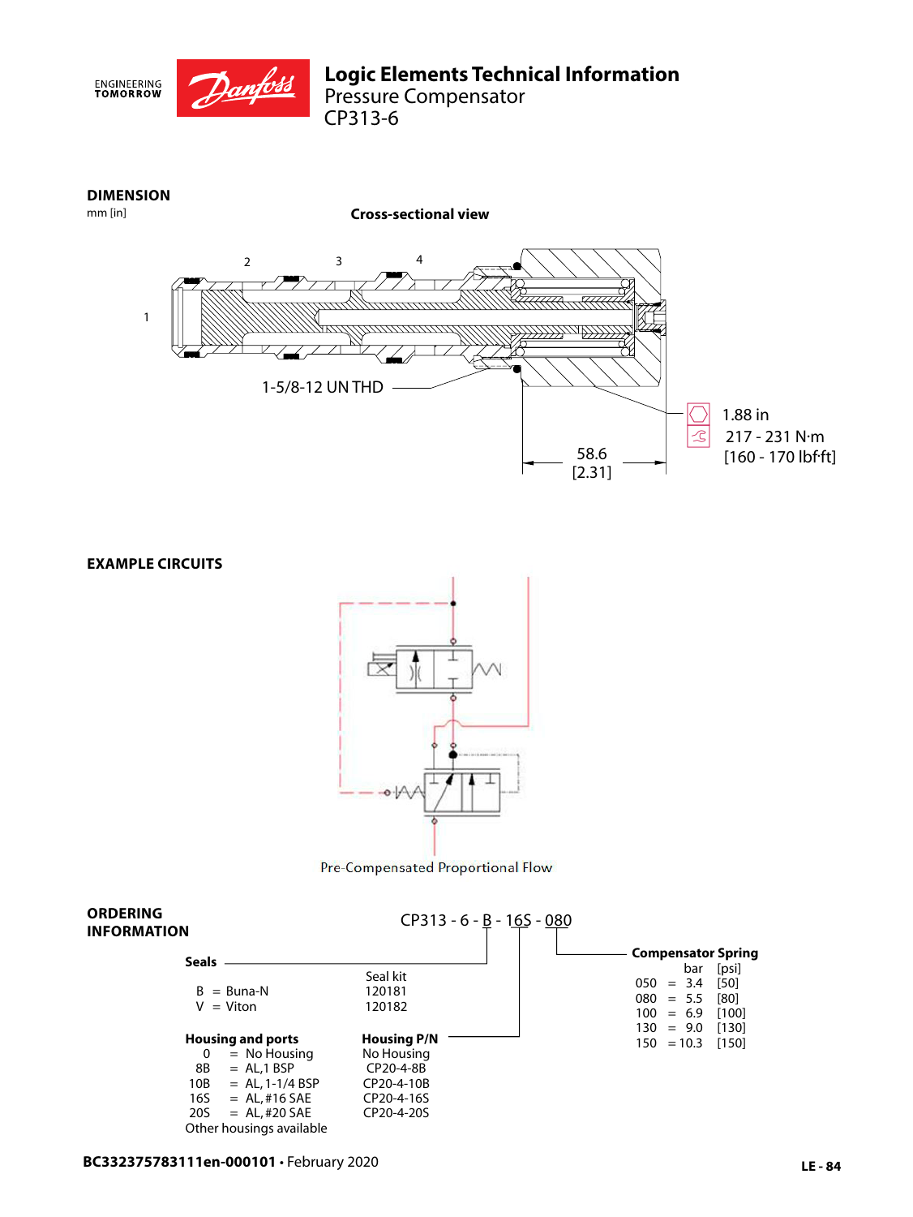# Logic Elements Technical Information
Pressure Compensator
CP313-6

## DIMENSION

mm [in]

**Cross-sectional view**

2
3
4
1
1-5/8-12 UN THD
58.6
[2.31]
1.88 in
217 - 231 N·m
[160 - 170 lbf·ft]

## EXAMPLE CIRCUITS

Pre-Compensated Proportional Flow

## ORDERING INFORMATION

CP313 - 6 - B - 16S - 080

**Seals**

| | | Seal kit |
|---|---|---|
| B | = Buna-N | 120181 |
| V | = Viton | 120182 |

**Housing and ports**

| Housing and ports | | Housing P/N |
|---|---|---|
| 0 | = No Housing | No Housing |
| 8B | = AL, 1 BSP | CP20-4-8B |
| 10B | = AL, 1-1/4 BSP | CP20-4-10B |
| 16S | = AL, #16 SAE | CP20-4-16S |
| 20S | = AL, #20 SAE | CP20-4-20S |

Other housings available

**Compensator Spring**

| | bar | [psi] |
|---|---|---|
| 050 | = 3.4 | [50] |
| 080 | = 5.5 | [80] |
| 100 | = 6.9 | [100] |
| 130 | = 9.0 | [130] |
| 150 | = 10.3 | [150] |

**BC332375783111en-000101** • February 2020